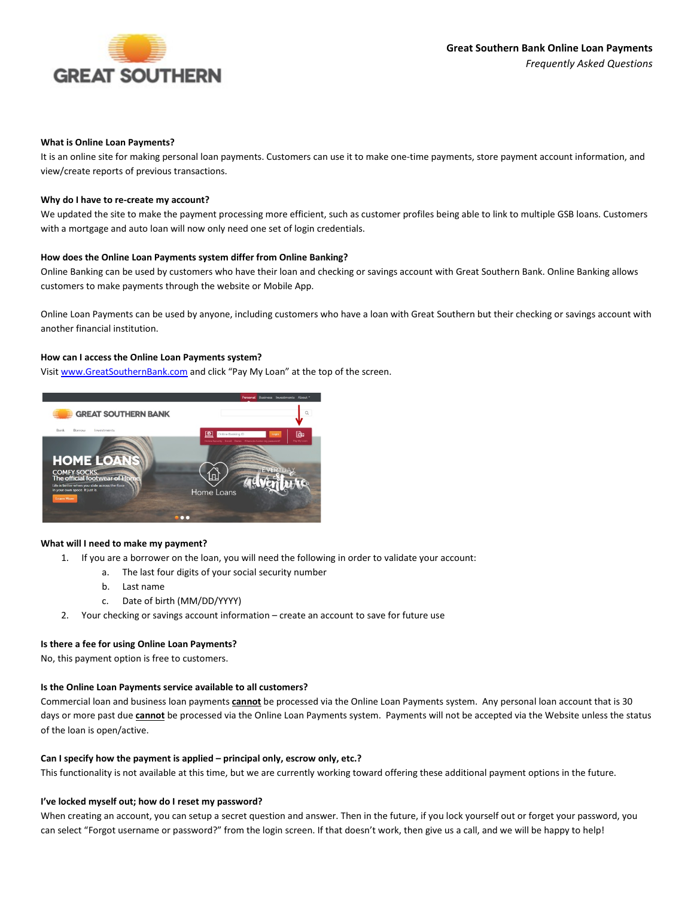**Great Southern Bank Online Loan Payments**

*Frequently Asked Questions*

**What is Online Loan Payments?**

It is an online site for making personal loan payments. Customers can use it to make one-time payments, store payment account information, and view/create reports of previous transactions.

**Why do I have to re-create my account?**

We updated the site to make the payment processing more efficient, such as customer profiles being able to link to multiple GSB loans. Customers with a mortgage and auto loan will now only need one set of login credentials.

**How does the Online Loan Payments system differ from Online Banking?**

Online Banking can be used by customers who have their loan and checking or savings account with Great Southern Bank. Online Banking allows customers to make payments through the website or Mobile App.

Online Loan Payments can be used by anyone, including customers who have a loan with Great Southern but their checking or savings account with another financial institution.

**How can I access the Online Loan Payments system?**

Visit [www.GreatSouthernBank.com](http://www.GreatSouthernBank.com) and click "Pay My Loan" at the top of the screen.

**What will I need to make my payment?**

1. If you are a borrower on the loan, you will need the following in order to validate your account:
   a. The last four digits of your social security number
   b. Last name
   c. Date of birth (MM/DD/YYYY)
2. Your checking or savings account information – create an account to save for future use

**Is there a fee for using Online Loan Payments?**

No, this payment option is free to customers.

**Is the Online Loan Payments service available to all customers?**

Commercial loan and business loan payments **cannot** be processed via the Online Loan Payments system. Any personal loan account that is 30 days or more past due **cannot** be processed via the Online Loan Payments system. Payments will not be accepted via the Website unless the status of the loan is open/active.

**Can I specify how the payment is applied – principal only, escrow only, etc.?**

This functionality is not available at this time, but we are currently working toward offering these additional payment options in the future.

**I've locked myself out; how do I reset my password?**

When creating an account, you can setup a secret question and answer. Then in the future, if you lock yourself out or forget your password, you can select "Forgot username or password?" from the login screen. If that doesn't work, then give us a call, and we will be happy to help!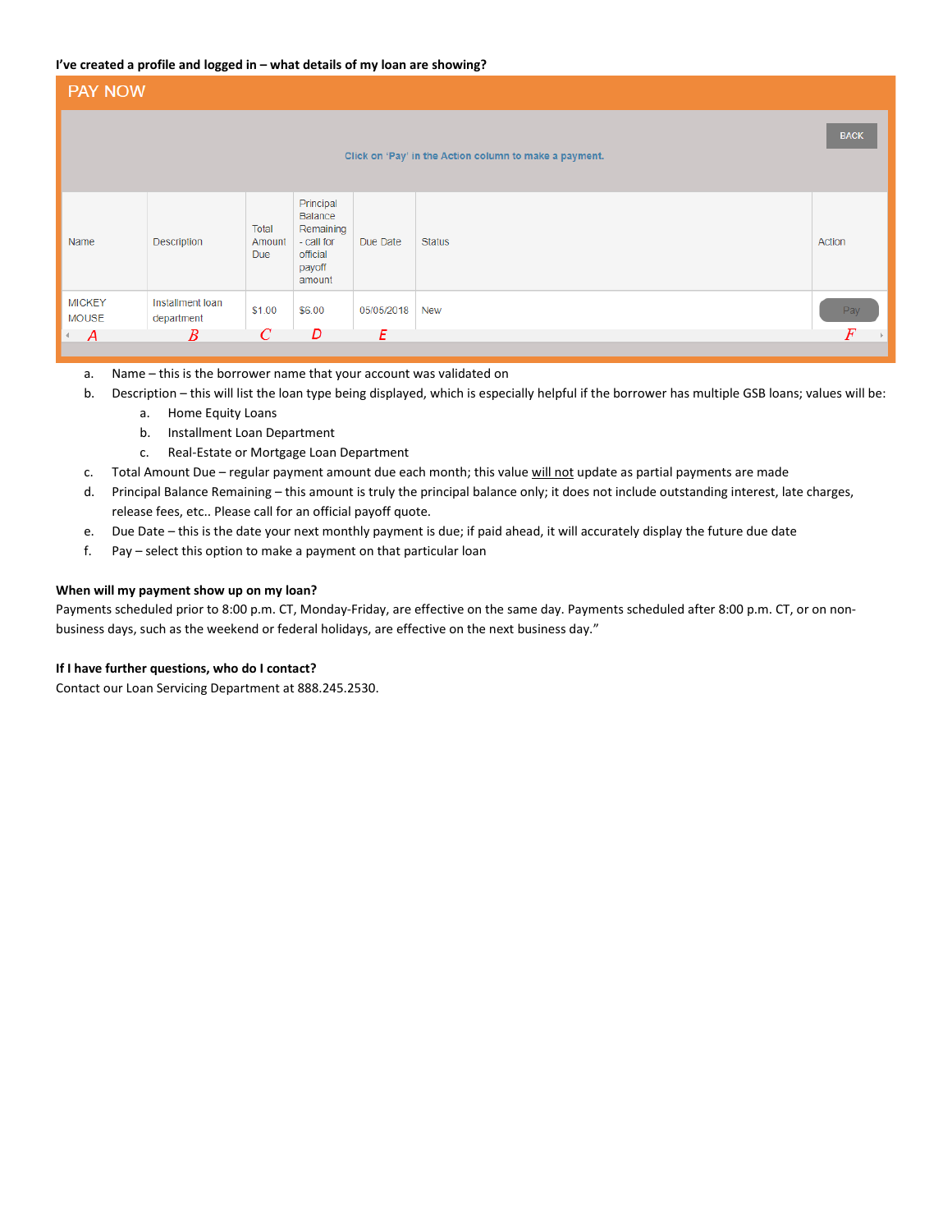**I've created a profile and logged in – what details of my loan are showing?**

PAY NOW

BACK

Click on 'Pay' in the Action column to make a payment.

| Name | Description | Total Amount Due | Principal Balance Remaining - call for official payoff amount | Due Date | Status | Action |
|---|---|---|---|---|---|---|
| MICKEY MOUSE | Installment loan department | $1.00 | $6.00 | 05/05/2018 | New | Pay |
| A | B | C | D | E | | F |

a. Name – this is the borrower name that your account was validated on
b. Description – this will list the loan type being displayed, which is especially helpful if the borrower has multiple GSB loans; values will be:
   a. Home Equity Loans
   b. Installment Loan Department
   c. Real-Estate or Mortgage Loan Department
c. Total Amount Due – regular payment amount due each month; this value will not update as partial payments are made
d. Principal Balance Remaining – this amount is truly the principal balance only; it does not include outstanding interest, late charges, release fees, etc.. Please call for an official payoff quote.
e. Due Date – this is the date your next monthly payment is due; if paid ahead, it will accurately display the future due date
f. Pay – select this option to make a payment on that particular loan

**When will my payment show up on my loan?**
Payments scheduled prior to 8:00 p.m. CT, Monday-Friday, are effective on the same day. Payments scheduled after 8:00 p.m. CT, or on non-business days, such as the weekend or federal holidays, are effective on the next business day."

**If I have further questions, who do I contact?**
Contact our Loan Servicing Department at 888.245.2530.